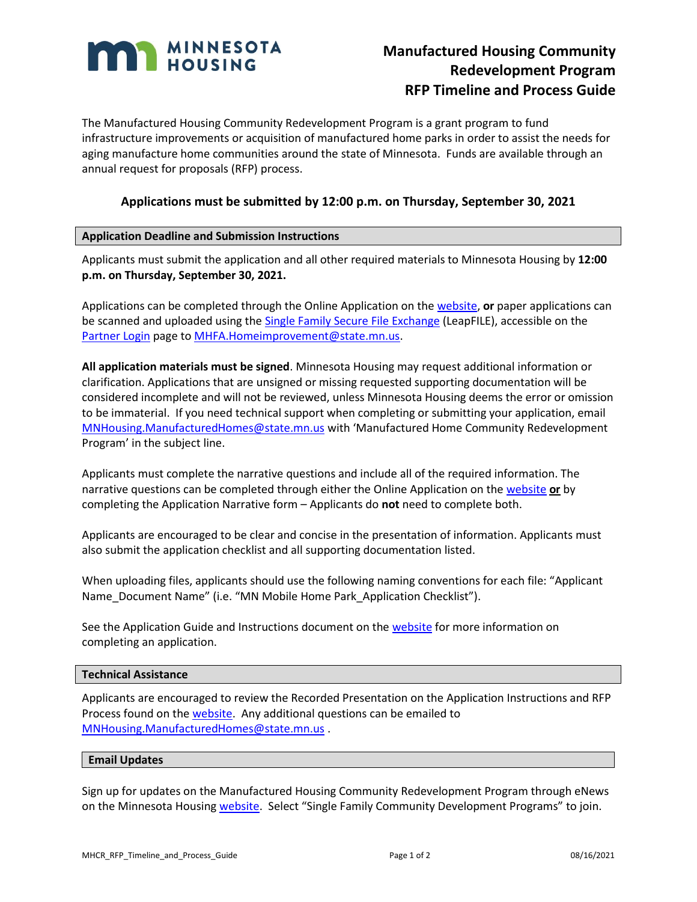# Manufactured Housing Community Redevelopment Program RFP Timeline and Process Guide

The Manufactured Housing Community Redevelopment Program is a grant program to fund infrastructure improvements or acquisition of manufactured home parks in order to assist the needs for aging manufacture home communities around the state of Minnesota. Funds are available through an annual request for proposals (RFP) process.

**Applications must be submitted by 12:00 p.m. on Thursday, September 30, 2021**

## Application Deadline and Submission Instructions

Applicants must submit the application and all other required materials to Minnesota Housing by **12:00 p.m. on Thursday, September 30, 2021.**

Applications can be completed through the Online Application on the website, **or** paper applications can be scanned and uploaded using the Single Family Secure File Exchange (LeapFILE), accessible on the Partner Login page to MHFA.Homeimprovement@state.mn.us.

**All application materials must be signed**. Minnesota Housing may request additional information or clarification. Applications that are unsigned or missing requested supporting documentation will be considered incomplete and will not be reviewed, unless Minnesota Housing deems the error or omission to be immaterial. If you need technical support when completing or submitting your application, email MNHousing.ManufacturedHomes@state.mn.us with 'Manufactured Home Community Redevelopment Program' in the subject line.

Applicants must complete the narrative questions and include all of the required information. The narrative questions can be completed through either the Online Application on the website **or** by completing the Application Narrative form – Applicants do **not** need to complete both.

Applicants are encouraged to be clear and concise in the presentation of information. Applicants must also submit the application checklist and all supporting documentation listed.

When uploading files, applicants should use the following naming conventions for each file: "Applicant Name_Document Name" (i.e. "MN Mobile Home Park_Application Checklist").

See the Application Guide and Instructions document on the website for more information on completing an application.

## Technical Assistance

Applicants are encouraged to review the Recorded Presentation on the Application Instructions and RFP Process found on the website. Any additional questions can be emailed to MNHousing.ManufacturedHomes@state.mn.us .

## Email Updates

Sign up for updates on the Manufactured Housing Community Redevelopment Program through eNews on the Minnesota Housing website. Select "Single Family Community Development Programs" to join.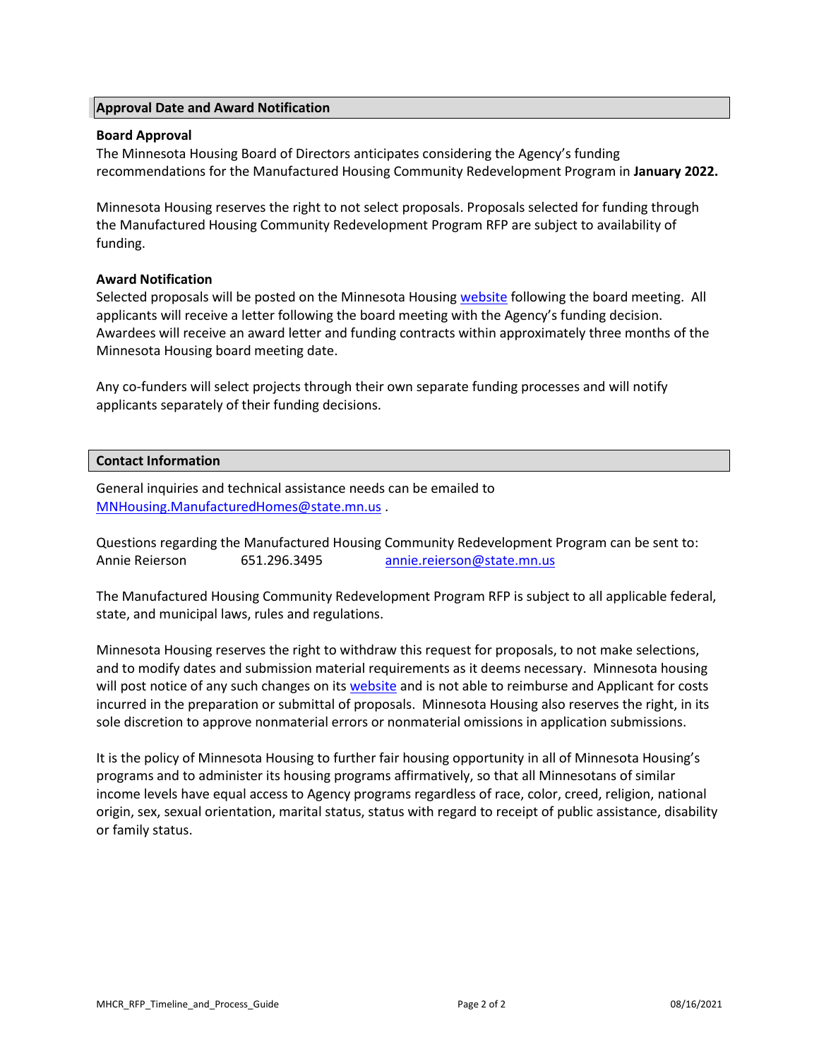## Approval Date and Award Notification

**Board Approval**

The Minnesota Housing Board of Directors anticipates considering the Agency's funding recommendations for the Manufactured Housing Community Redevelopment Program in **January 2022.**

Minnesota Housing reserves the right to not select proposals. Proposals selected for funding through the Manufactured Housing Community Redevelopment Program RFP are subject to availability of funding.

**Award Notification**

Selected proposals will be posted on the Minnesota Housing website following the board meeting. All applicants will receive a letter following the board meeting with the Agency's funding decision. Awardees will receive an award letter and funding contracts within approximately three months of the Minnesota Housing board meeting date.

Any co-funders will select projects through their own separate funding processes and will notify applicants separately of their funding decisions.

## Contact Information

General inquiries and technical assistance needs can be emailed to MNHousing.ManufacturedHomes@state.mn.us .

Questions regarding the Manufactured Housing Community Redevelopment Program can be sent to:
Annie Reierson 651.296.3495 annie.reierson@state.mn.us

The Manufactured Housing Community Redevelopment Program RFP is subject to all applicable federal, state, and municipal laws, rules and regulations.

Minnesota Housing reserves the right to withdraw this request for proposals, to not make selections, and to modify dates and submission material requirements as it deems necessary. Minnesota housing will post notice of any such changes on its website and is not able to reimburse and Applicant for costs incurred in the preparation or submittal of proposals. Minnesota Housing also reserves the right, in its sole discretion to approve nonmaterial errors or nonmaterial omissions in application submissions.

It is the policy of Minnesota Housing to further fair housing opportunity in all of Minnesota Housing's programs and to administer its housing programs affirmatively, so that all Minnesotans of similar income levels have equal access to Agency programs regardless of race, color, creed, religion, national origin, sex, sexual orientation, marital status, status with regard to receipt of public assistance, disability or family status.